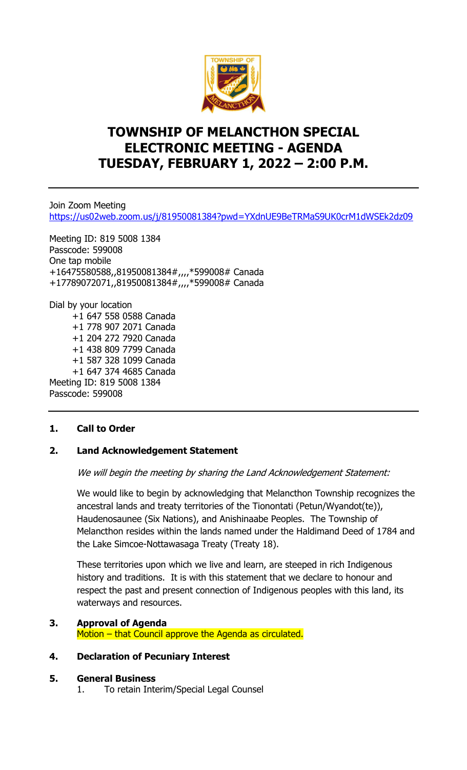# TOWNSHIP OF MELANCTHON SPECIAL ELECTRONIC MEETING - AGENDA TUESDAY, FEBRUARY 1, 2022 – 2:00 P.M.

---

Join Zoom Meeting
https://us02web.zoom.us/j/81950081384?pwd=YXdnUE9BeTRMaS9UK0crM1dWSEk2dz09

Meeting ID: 819 5008 1384
Passcode: 599008
One tap mobile
+16475580588,,81950081384#,,,,*599008# Canada
+17789072071,,81950081384#,,,,*599008# Canada

Dial by your location
+1 647 558 0588 Canada
+1 778 907 2071 Canada
+1 204 272 7920 Canada
+1 438 809 7799 Canada
+1 587 328 1099 Canada
+1 647 374 4685 Canada
Meeting ID: 819 5008 1384
Passcode: 599008

---

**1. Call to Order**

**2. Land Acknowledgement Statement**

*We will begin the meeting by sharing the Land Acknowledgement Statement:*

We would like to begin by acknowledging that Melancthon Township recognizes the ancestral lands and treaty territories of the Tionontati (Petun/Wyandot(te)), Haudenosaunee (Six Nations), and Anishinaabe Peoples. The Township of Melancthon resides within the lands named under the Haldimand Deed of 1784 and the Lake Simcoe-Nottawasaga Treaty (Treaty 18).

These territories upon which we live and learn, are steeped in rich Indigenous history and traditions. It is with this statement that we declare to honour and respect the past and present connection of Indigenous peoples with this land, its waterways and resources.

**3. Approval of Agenda**
Motion – that Council approve the Agenda as circulated.

**4. Declaration of Pecuniary Interest**

**5. General Business**
1. To retain Interim/Special Legal Counsel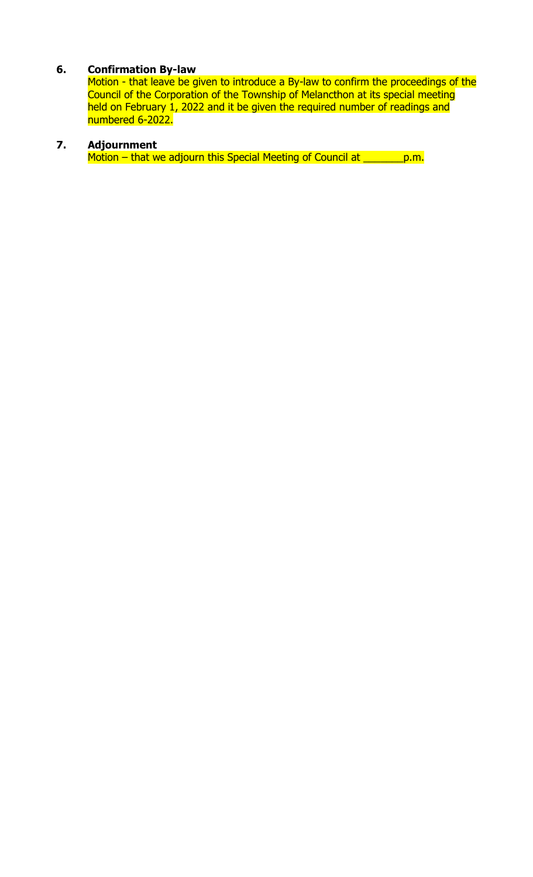6. **Confirmation By-law**
   Motion - that leave be given to introduce a By-law to confirm the proceedings of the Council of the Corporation of the Township of Melancthon at its special meeting held on February 1, 2022 and it be given the required number of readings and numbered 6-2022.

7. **Adjournment**
   Motion – that we adjourn this Special Meeting of Council at _______p.m.